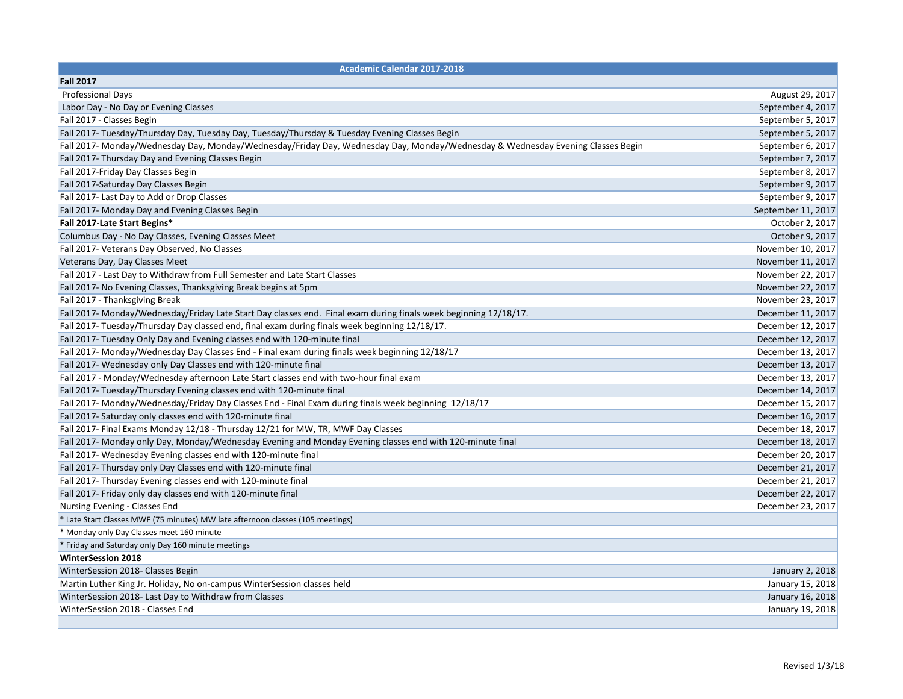| Academic Calendar 2017-2018 | |
|---|---|
| **Fall 2017** | |
| Professional Days | August 29, 2017 |
| Labor Day - No Day or Evening Classes | September 4, 2017 |
| Fall 2017 - Classes Begin | September 5, 2017 |
| Fall 2017- Tuesday/Thursday Day, Tuesday Day, Tuesday/Thursday & Tuesday Evening Classes Begin | September 5, 2017 |
| Fall 2017- Monday/Wednesday Day, Monday/Wednesday/Friday Day, Wednesday Day, Monday/Wednesday & Wednesday Evening Classes Begin | September 6, 2017 |
| Fall 2017- Thursday Day and Evening Classes Begin | September 7, 2017 |
| Fall 2017-Friday Day Classes Begin | September 8, 2017 |
| Fall 2017-Saturday Day Classes Begin | September 9, 2017 |
| Fall 2017- Last Day to Add or Drop Classes | September 9, 2017 |
| Fall 2017- Monday Day and Evening Classes Begin | September 11, 2017 |
| **Fall 2017-Late Start Begins*** | October 2, 2017 |
| Columbus Day - No Day Classes, Evening Classes Meet | October 9, 2017 |
| Fall 2017- Veterans Day Observed, No Classes | November 10, 2017 |
| Veterans Day, Day Classes Meet | November 11, 2017 |
| Fall 2017 - Last Day to Withdraw from Full Semester and Late Start Classes | November 22, 2017 |
| Fall 2017- No Evening Classes, Thanksgiving Break begins at 5pm | November 22, 2017 |
| Fall 2017 - Thanksgiving Break | November 23, 2017 |
| Fall 2017- Monday/Wednesday/Friday Late Start Day classes end. Final exam during finals week beginning 12/18/17. | December 11, 2017 |
| Fall 2017- Tuesday/Thursday Day classed end, final exam during finals week beginning 12/18/17. | December 12, 2017 |
| Fall 2017- Tuesday Only Day and Evening classes end with 120-minute final | December 12, 2017 |
| Fall 2017- Monday/Wednesday Day Classes End - Final exam during finals week beginning 12/18/17 | December 13, 2017 |
| Fall 2017- Wednesday only Day Classes end with 120-minute final | December 13, 2017 |
| Fall 2017 - Monday/Wednesday afternoon Late Start classes end with two-hour final exam | December 13, 2017 |
| Fall 2017- Tuesday/Thursday Evening classes end with 120-minute final | December 14, 2017 |
| Fall 2017- Monday/Wednesday/Friday Day Classes End - Final Exam during finals week beginning 12/18/17 | December 15, 2017 |
| Fall 2017- Saturday only classes end with 120-minute final | December 16, 2017 |
| Fall 2017- Final Exams Monday 12/18 - Thursday 12/21 for MW, TR, MWF Day Classes | December 18, 2017 |
| Fall 2017- Monday only Day, Monday/Wednesday Evening and Monday Evening classes end with 120-minute final | December 18, 2017 |
| Fall 2017- Wednesday Evening classes end with 120-minute final | December 20, 2017 |
| Fall 2017- Thursday only Day Classes end with 120-minute final | December 21, 2017 |
| Fall 2017- Thursday Evening classes end with 120-minute final | December 21, 2017 |
| Fall 2017- Friday only day classes end with 120-minute final | December 22, 2017 |
| Nursing Evening - Classes End | December 23, 2017 |
| * Late Start Classes MWF (75 minutes) MW late afternoon classes (105 meetings) | |
| * Monday only Day Classes meet 160 minute | |
| * Friday and Saturday only Day 160 minute meetings | |
| **WinterSession 2018** | |
| WinterSession 2018- Classes Begin | January 2, 2018 |
| Martin Luther King Jr. Holiday, No on-campus WinterSession classes held | January 15, 2018 |
| WinterSession 2018- Last Day to Withdraw from Classes | January 16, 2018 |
| WinterSession 2018 - Classes End | January 19, 2018 |

Revised 1/3/18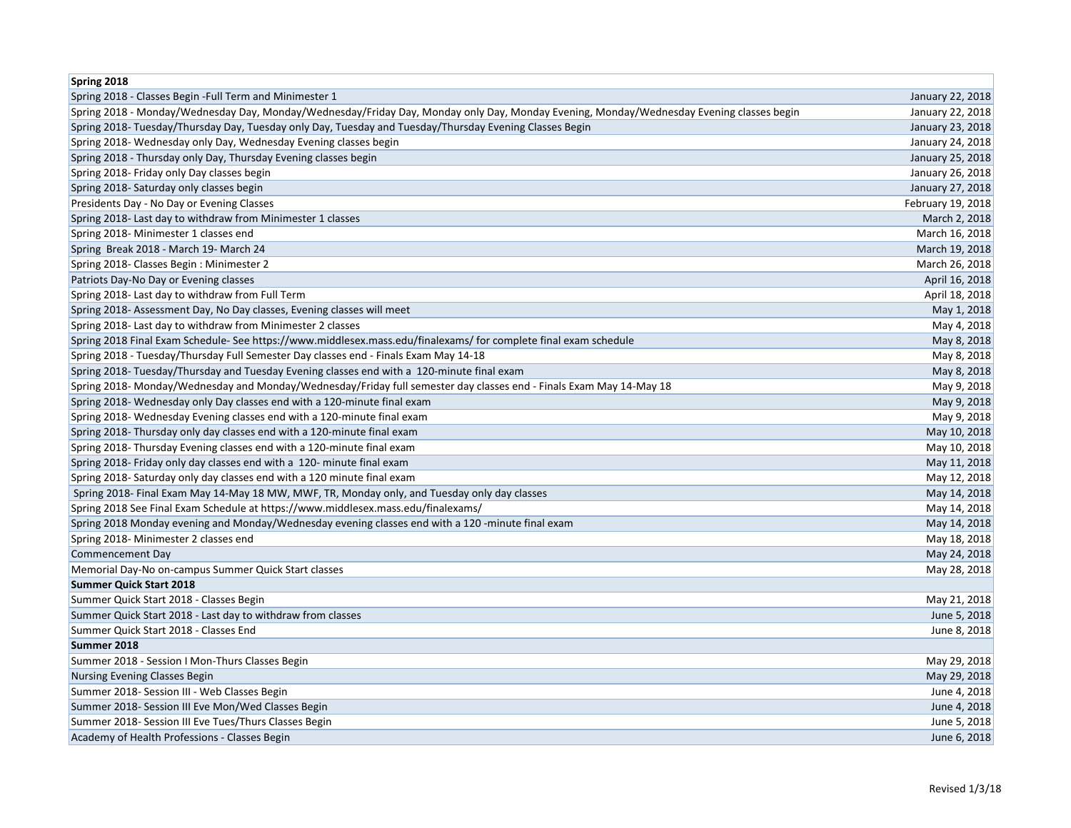| Spring 2018 | |
|---|---|
| Spring 2018 - Classes Begin -Full Term and Minimester 1 | January 22, 2018 |
| Spring 2018 - Monday/Wednesday Day, Monday/Wednesday/Friday Day, Monday only Day, Monday Evening, Monday/Wednesday Evening classes begin | January 22, 2018 |
| Spring 2018- Tuesday/Thursday Day, Tuesday only Day, Tuesday and Tuesday/Thursday Evening Classes Begin | January 23, 2018 |
| Spring 2018- Wednesday only Day, Wednesday Evening classes begin | January 24, 2018 |
| Spring 2018 - Thursday only Day, Thursday Evening classes begin | January 25, 2018 |
| Spring 2018- Friday only Day classes begin | January 26, 2018 |
| Spring 2018- Saturday only classes begin | January 27, 2018 |
| Presidents Day - No Day or Evening Classes | February 19, 2018 |
| Spring 2018- Last day to withdraw from Minimester 1 classes | March 2, 2018 |
| Spring 2018- Minimester 1 classes end | March 16, 2018 |
| Spring Break 2018 - March 19- March 24 | March 19, 2018 |
| Spring 2018- Classes Begin : Minimester 2 | March 26, 2018 |
| Patriots Day-No Day or Evening classes | April 16, 2018 |
| Spring 2018- Last day to withdraw from Full Term | April 18, 2018 |
| Spring 2018- Assessment Day, No Day classes, Evening classes will meet | May 1, 2018 |
| Spring 2018- Last day to withdraw from Minimester 2 classes | May 4, 2018 |
| Spring 2018 Final Exam Schedule- See https://www.middlesex.mass.edu/finalexams/ for complete final exam schedule | May 8, 2018 |
| Spring 2018 - Tuesday/Thursday Full Semester Day classes end - Finals Exam May 14-18 | May 8, 2018 |
| Spring 2018- Tuesday/Thursday and Tuesday Evening classes end with a 120-minute final exam | May 8, 2018 |
| Spring 2018- Monday/Wednesday and Monday/Wednesday/Friday full semester day classes end - Finals Exam May 14-May 18 | May 9, 2018 |
| Spring 2018- Wednesday only Day classes end with a 120-minute final exam | May 9, 2018 |
| Spring 2018- Wednesday Evening classes end with a 120-minute final exam | May 9, 2018 |
| Spring 2018- Thursday only day classes end with a 120-minute final exam | May 10, 2018 |
| Spring 2018- Thursday Evening classes end with a 120-minute final exam | May 10, 2018 |
| Spring 2018- Friday only day classes end with a 120- minute final exam | May 11, 2018 |
| Spring 2018- Saturday only day classes end with a 120 minute final exam | May 12, 2018 |
| Spring 2018- Final Exam May 14-May 18 MW, MWF, TR, Monday only, and Tuesday only day classes | May 14, 2018 |
| Spring 2018 See Final Exam Schedule at https://www.middlesex.mass.edu/finalexams/ | May 14, 2018 |
| Spring 2018 Monday evening and Monday/Wednesday evening classes end with a 120 -minute final exam | May 14, 2018 |
| Spring 2018- Minimester 2 classes end | May 18, 2018 |
| Commencement Day | May 24, 2018 |
| Memorial Day-No on-campus Summer Quick Start classes | May 28, 2018 |
| **Summer Quick Start 2018** | |
| Summer Quick Start 2018 - Classes Begin | May 21, 2018 |
| Summer Quick Start 2018 - Last day to withdraw from classes | June 5, 2018 |
| Summer Quick Start 2018 - Classes End | June 8, 2018 |
| **Summer 2018** | |
| Summer 2018 - Session I Mon-Thurs Classes Begin | May 29, 2018 |
| Nursing Evening Classes Begin | May 29, 2018 |
| Summer 2018- Session III - Web Classes Begin | June 4, 2018 |
| Summer 2018- Session III Eve Mon/Wed Classes Begin | June 4, 2018 |
| Summer 2018- Session III Eve Tues/Thurs Classes Begin | June 5, 2018 |
| Academy of Health Professions - Classes Begin | June 6, 2018 |

Revised 1/3/18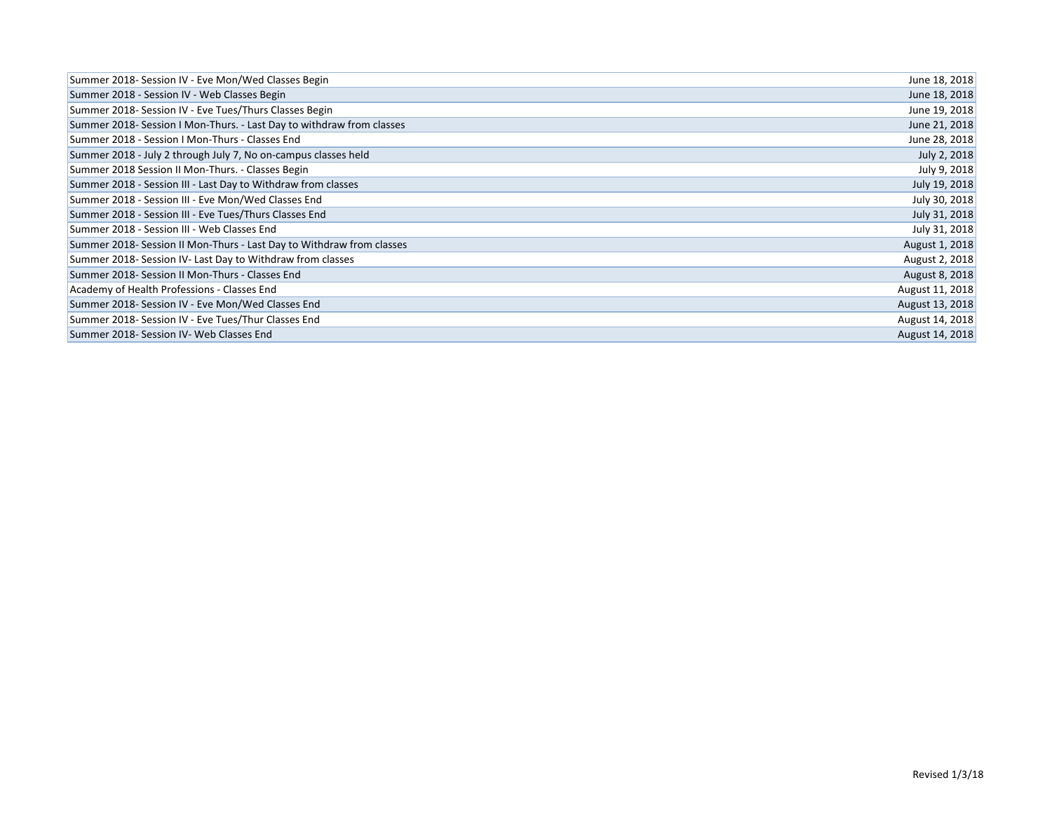| | |
|---|---|
| Summer 2018- Session IV - Eve Mon/Wed Classes Begin | June 18, 2018 |
| Summer 2018 - Session IV - Web Classes Begin | June 18, 2018 |
| Summer 2018- Session IV - Eve Tues/Thurs Classes Begin | June 19, 2018 |
| Summer 2018- Session I Mon-Thurs. - Last Day to withdraw from classes | June 21, 2018 |
| Summer 2018 - Session I Mon-Thurs - Classes End | June 28, 2018 |
| Summer 2018 - July 2 through July 7, No on-campus classes held | July 2, 2018 |
| Summer 2018 Session II Mon-Thurs. - Classes Begin | July 9, 2018 |
| Summer 2018 - Session III - Last Day to Withdraw from classes | July 19, 2018 |
| Summer 2018 - Session III - Eve Mon/Wed Classes End | July 30, 2018 |
| Summer 2018 - Session III - Eve Tues/Thurs Classes End | July 31, 2018 |
| Summer 2018 - Session III - Web Classes End | July 31, 2018 |
| Summer 2018- Session II Mon-Thurs - Last Day to Withdraw from classes | August 1, 2018 |
| Summer 2018- Session IV- Last Day to Withdraw from classes | August 2, 2018 |
| Summer 2018- Session II Mon-Thurs - Classes End | August 8, 2018 |
| Academy of Health Professions - Classes End | August 11, 2018 |
| Summer 2018- Session IV - Eve Mon/Wed Classes End | August 13, 2018 |
| Summer 2018- Session IV - Eve Tues/Thur Classes End | August 14, 2018 |
| Summer 2018- Session IV- Web Classes End | August 14, 2018 |

Revised 1/3/18